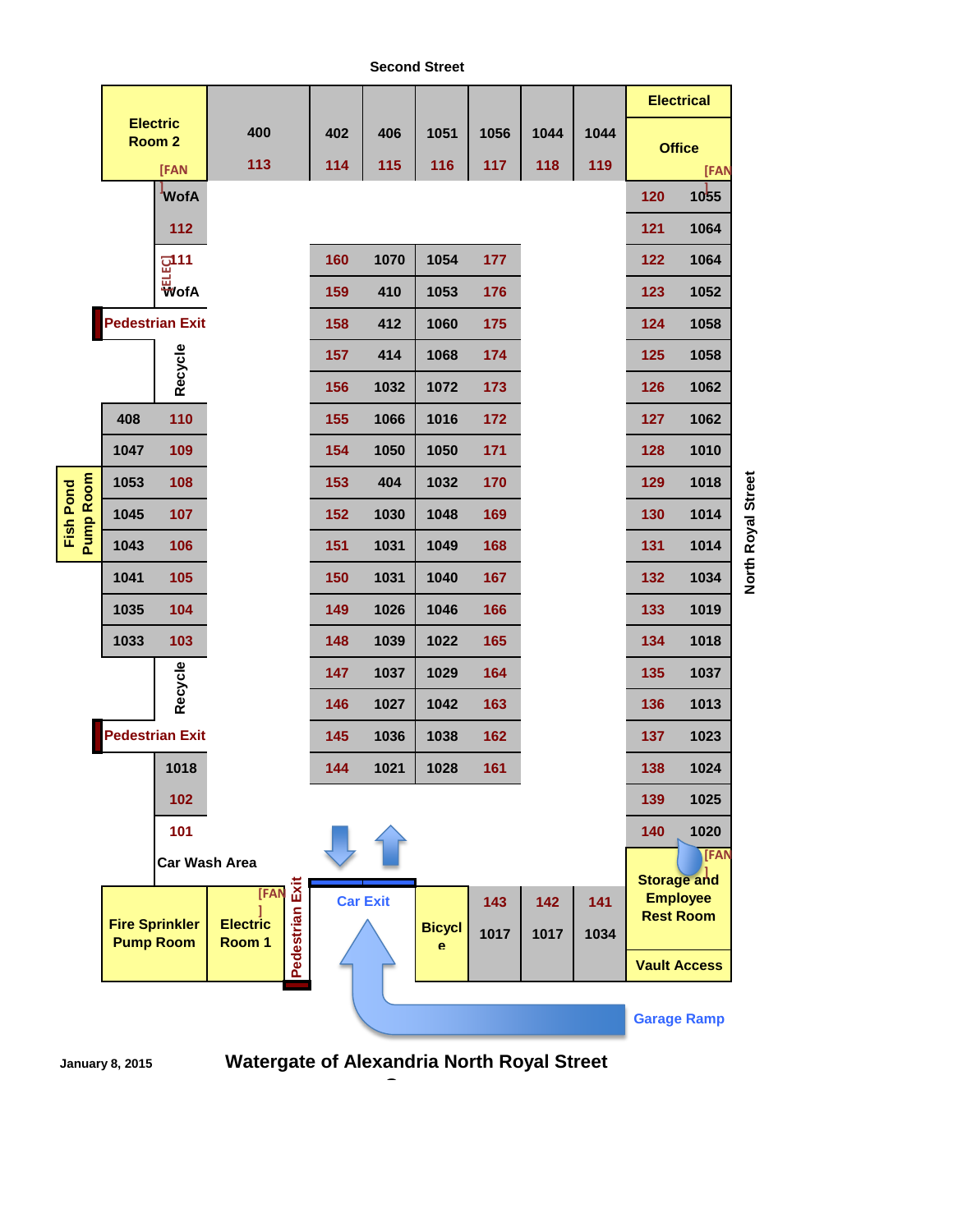# Watergate of Alexandria North Royal Street

Second Street

North Royal Street

January 8, 2015

**Top row (along Second Street):**

| Electric Room 2 [FAN] | 400 / 113 | 402 / 114 | 406 / 115 | 1051 / 116 | 1056 / 117 | 1044 / 118 | 1044 / 119 | Electrical / Office [FAN] |
|---|---|---|---|---|---|---|---|---|

**Left side (top to bottom):**

| Unit | Space |
|---|---|
| WofA | |
| | 112 |
| [ELEC] | 111 |
| WofA | |
| Pedestrian Exit | |
| Recycle | |
| 408 | 110 |
| 1047 | 109 |
| 1053 | 108 |
| 1045 | 107 |
| 1043 | 106 |
| 1041 | 105 |
| 1035 | 104 |
| 1033 | 103 |
| Recycle | |
| Pedestrian Exit | |
| 1018 | |
| | 102 |
| | 101 |

Fish Pond Pump Room

Car Wash Area

**Center island:**

| Space | Unit | Unit | Space |
|---|---|---|---|
| 160 | 1070 | 1054 | 177 |
| 159 | 410 | 1053 | 176 |
| 158 | 412 | 1060 | 175 |
| 157 | 414 | 1068 | 174 |
| 156 | 1032 | 1072 | 173 |
| 155 | 1066 | 1016 | 172 |
| 154 | 1050 | 1050 | 171 |
| 153 | 404 | 1032 | 170 |
| 152 | 1030 | 1048 | 169 |
| 151 | 1031 | 1049 | 168 |
| 150 | 1031 | 1040 | 167 |
| 149 | 1026 | 1046 | 166 |
| 148 | 1039 | 1022 | 165 |
| 147 | 1037 | 1029 | 164 |
| 146 | 1027 | 1042 | 163 |
| 145 | 1036 | 1038 | 162 |
| 144 | 1021 | 1028 | 161 |

**Right side (along North Royal Street):**

| Space | Unit |
|---|---|
| 120 | 1055 |
| 121 | 1064 |
| 122 | 1064 |
| 123 | 1052 |
| 124 | 1058 |
| 125 | 1058 |
| 126 | 1062 |
| 127 | 1062 |
| 128 | 1010 |
| 129 | 1018 |
| 130 | 1014 |
| 131 | 1014 |
| 132 | 1034 |
| 133 | 1019 |
| 134 | 1018 |
| 135 | 1037 |
| 136 | 1013 |
| 137 | 1023 |
| 138 | 1024 |
| 139 | 1025 |
| 140 | 1020 |

**Bottom row:**

| Fire Sprinkler Pump Room | Electric Room 1 [FAN] | Pedestrian Exit | Car Exit | Bicycle | 143 / 1017 | 142 / 1017 | 141 / 1034 | Storage and Employee Rest Room [FAN] / Vault Access |
|---|---|---|---|---|---|---|---|---|

Garage Ramp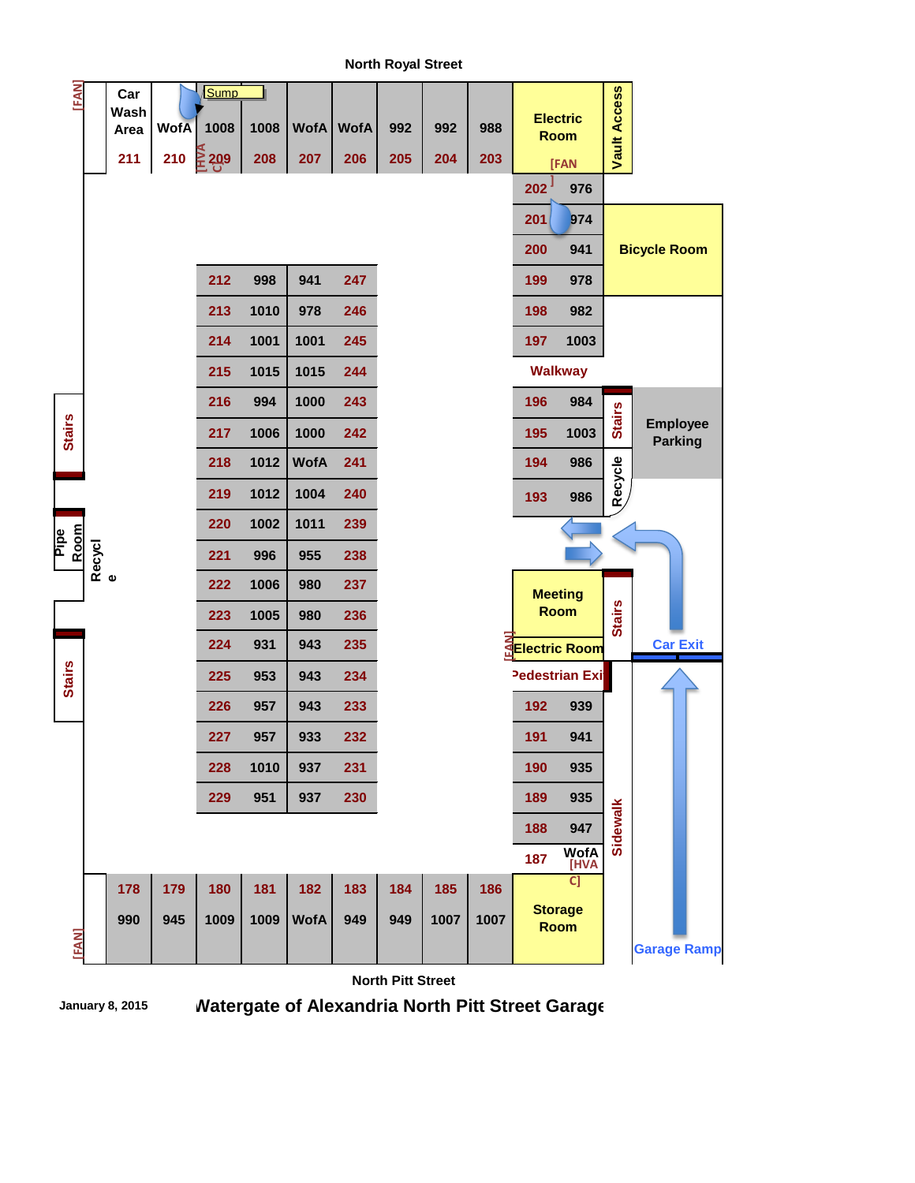North Royal Street

| | | | | | | | | | | |
|---|---|---|---|---|---|---|---|---|---|---|
| [FAN] | Car Wash Area | WofA | Sump 1008 | 1008 | WofA | WofA | 992 | 992 | 988 | Electric Room [FAN] |
| | 211 | 210 | [HVAC] 209 | 208 | 207 | 206 | 205 | 204 | 203 | |

Vault Access

| | |
|---|---|
| 202 | 976 |
| 201 | 974 |
| 200 | 941 |
| 199 | 978 |
| 198 | 982 |
| 197 | 1003 |

Bicycle Room

Walkway

| | |
|---|---|
| 196 | 984 |
| 195 | 1003 |
| 194 | 986 |
| 193 | 986 |

Stairs

Recycle

Employee Parking

| | | | |
|---|---|---|---|
| 212 | 998 | 941 | 247 |
| 213 | 1010 | 978 | 246 |
| 214 | 1001 | 1001 | 245 |
| 215 | 1015 | 1015 | 244 |
| 216 | 994 | 1000 | 243 |
| 217 | 1006 | 1000 | 242 |
| 218 | 1012 | WofA | 241 |
| 219 | 1012 | 1004 | 240 |
| 220 | 1002 | 1011 | 239 |
| 221 | 996 | 955 | 238 |
| 222 | 1006 | 980 | 237 |
| 223 | 1005 | 980 | 236 |
| 224 | 931 | 943 | 235 |
| 225 | 953 | 943 | 234 |
| 226 | 957 | 943 | 233 |
| 227 | 957 | 933 | 232 |
| 228 | 1010 | 937 | 231 |
| 229 | 951 | 937 | 230 |

Stairs

Pipe Room

Recycle

Stairs

Meeting Room

[FAN] Electric Room

Stairs

Car Exit

Pedestrian Exit

| | |
|---|---|
| 192 | 939 |
| 191 | 941 |
| 190 | 935 |
| 189 | 935 |
| 188 | 947 |
| 187 | WofA [HVAC] |

Sidewalk

| | | | | | | | | | | |
|---|---|---|---|---|---|---|---|---|---|---|
| [FAN] | 178 | 179 | 180 | 181 | 182 | 183 | 184 | 185 | 186 | Storage Room |
| | 990 | 945 | 1009 | 1009 | WofA | 949 | 949 | 1007 | 1007 | |

Garage Ramp

North Pitt Street

January 8, 2015

Watergate of Alexandria North Pitt Street Garage